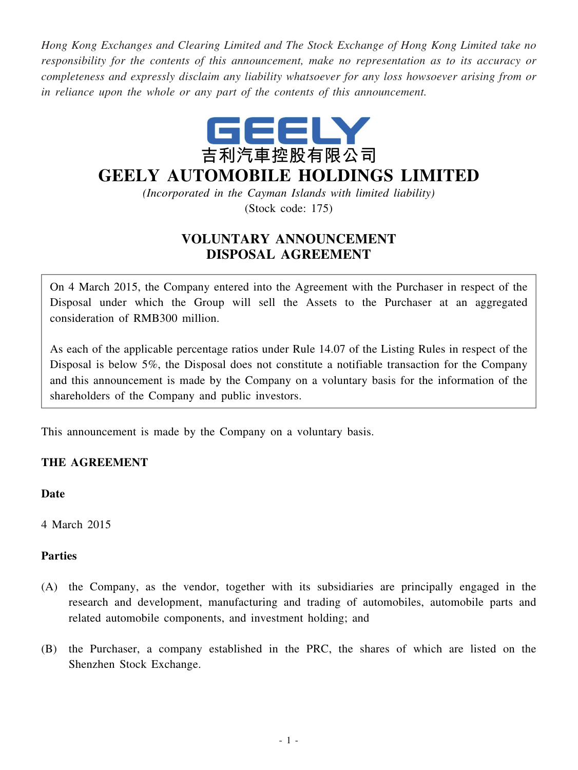*Hong Kong Exchanges and Clearing Limited and The Stock Exchange of Hong Kong Limited take no responsibility for the contents of this announcement, make no representation as to its accuracy or completeness and expressly disclaim any liability whatsoever for any loss howsoever arising from or in reliance upon the whole or any part of the contents of this announcement.*

GEELY

吉利汽車控股有限公司

# GEELY AUTOMOBILE HOLDINGS LIMITED

*(Incorporated in the Cayman Islands with limited liability)*

(Stock code: 175)

## VOLUNTARY ANNOUNCEMENT
## DISPOSAL AGREEMENT

On 4 March 2015, the Company entered into the Agreement with the Purchaser in respect of the Disposal under which the Group will sell the Assets to the Purchaser at an aggregated consideration of RMB300 million.

As each of the applicable percentage ratios under Rule 14.07 of the Listing Rules in respect of the Disposal is below 5%, the Disposal does not constitute a notifiable transaction for the Company and this announcement is made by the Company on a voluntary basis for the information of the shareholders of the Company and public investors.

This announcement is made by the Company on a voluntary basis.

**THE AGREEMENT**

**Date**

4 March 2015

**Parties**

(A) the Company, as the vendor, together with its subsidiaries are principally engaged in the research and development, manufacturing and trading of automobiles, automobile parts and related automobile components, and investment holding; and

(B) the Purchaser, a company established in the PRC, the shares of which are listed on the Shenzhen Stock Exchange.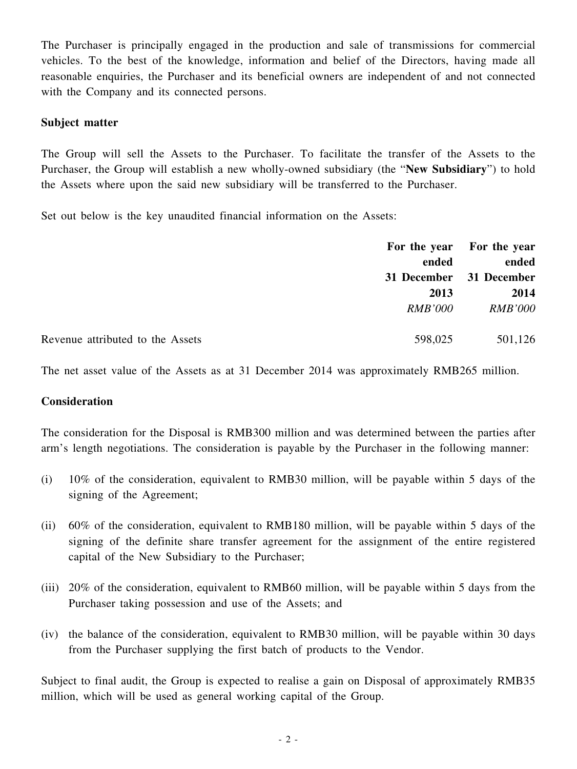The Purchaser is principally engaged in the production and sale of transmissions for commercial vehicles. To the best of the knowledge, information and belief of the Directors, having made all reasonable enquiries, the Purchaser and its beneficial owners are independent of and not connected with the Company and its connected persons.

**Subject matter**

The Group will sell the Assets to the Purchaser. To facilitate the transfer of the Assets to the Purchaser, the Group will establish a new wholly-owned subsidiary (the "**New Subsidiary**") to hold the Assets where upon the said new subsidiary will be transferred to the Purchaser.

Set out below is the key unaudited financial information on the Assets:

| | **For the year ended 31 December 2013** | **For the year ended 31 December 2014** |
|---|---|---|
| | *RMB'000* | *RMB'000* |
| Revenue attributed to the Assets | 598,025 | 501,126 |

The net asset value of the Assets as at 31 December 2014 was approximately RMB265 million.

**Consideration**

The consideration for the Disposal is RMB300 million and was determined between the parties after arm's length negotiations. The consideration is payable by the Purchaser in the following manner:

(i) 10% of the consideration, equivalent to RMB30 million, will be payable within 5 days of the signing of the Agreement;

(ii) 60% of the consideration, equivalent to RMB180 million, will be payable within 5 days of the signing of the definite share transfer agreement for the assignment of the entire registered capital of the New Subsidiary to the Purchaser;

(iii) 20% of the consideration, equivalent to RMB60 million, will be payable within 5 days from the Purchaser taking possession and use of the Assets; and

(iv) the balance of the consideration, equivalent to RMB30 million, will be payable within 30 days from the Purchaser supplying the first batch of products to the Vendor.

Subject to final audit, the Group is expected to realise a gain on Disposal of approximately RMB35 million, which will be used as general working capital of the Group.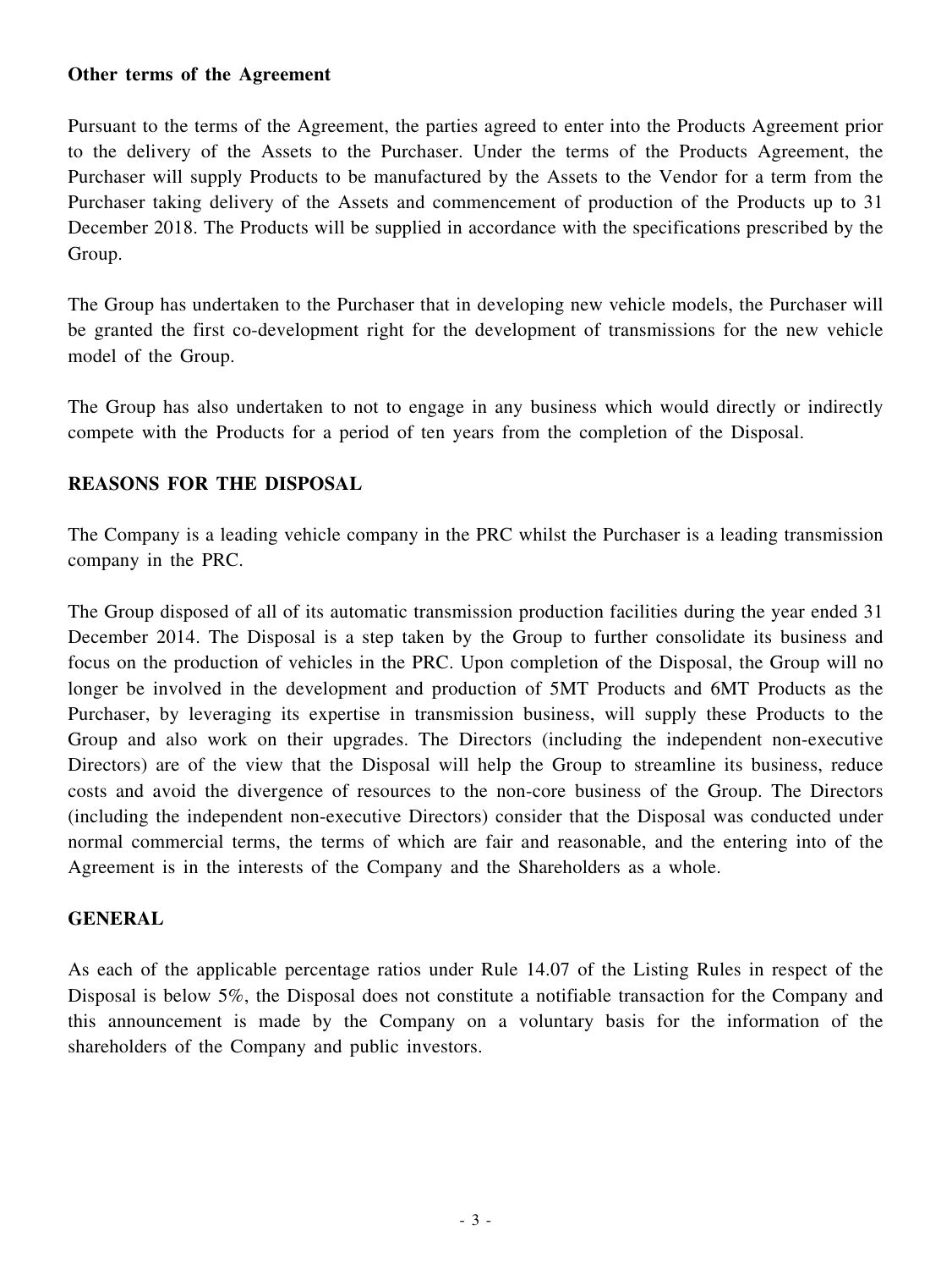**Other terms of the Agreement**

Pursuant to the terms of the Agreement, the parties agreed to enter into the Products Agreement prior to the delivery of the Assets to the Purchaser. Under the terms of the Products Agreement, the Purchaser will supply Products to be manufactured by the Assets to the Vendor for a term from the Purchaser taking delivery of the Assets and commencement of production of the Products up to 31 December 2018. The Products will be supplied in accordance with the specifications prescribed by the Group.

The Group has undertaken to the Purchaser that in developing new vehicle models, the Purchaser will be granted the first co-development right for the development of transmissions for the new vehicle model of the Group.

The Group has also undertaken to not to engage in any business which would directly or indirectly compete with the Products for a period of ten years from the completion of the Disposal.

## REASONS FOR THE DISPOSAL

The Company is a leading vehicle company in the PRC whilst the Purchaser is a leading transmission company in the PRC.

The Group disposed of all of its automatic transmission production facilities during the year ended 31 December 2014. The Disposal is a step taken by the Group to further consolidate its business and focus on the production of vehicles in the PRC. Upon completion of the Disposal, the Group will no longer be involved in the development and production of 5MT Products and 6MT Products as the Purchaser, by leveraging its expertise in transmission business, will supply these Products to the Group and also work on their upgrades. The Directors (including the independent non-executive Directors) are of the view that the Disposal will help the Group to streamline its business, reduce costs and avoid the divergence of resources to the non-core business of the Group. The Directors (including the independent non-executive Directors) consider that the Disposal was conducted under normal commercial terms, the terms of which are fair and reasonable, and the entering into of the Agreement is in the interests of the Company and the Shareholders as a whole.

## GENERAL

As each of the applicable percentage ratios under Rule 14.07 of the Listing Rules in respect of the Disposal is below 5%, the Disposal does not constitute a notifiable transaction for the Company and this announcement is made by the Company on a voluntary basis for the information of the shareholders of the Company and public investors.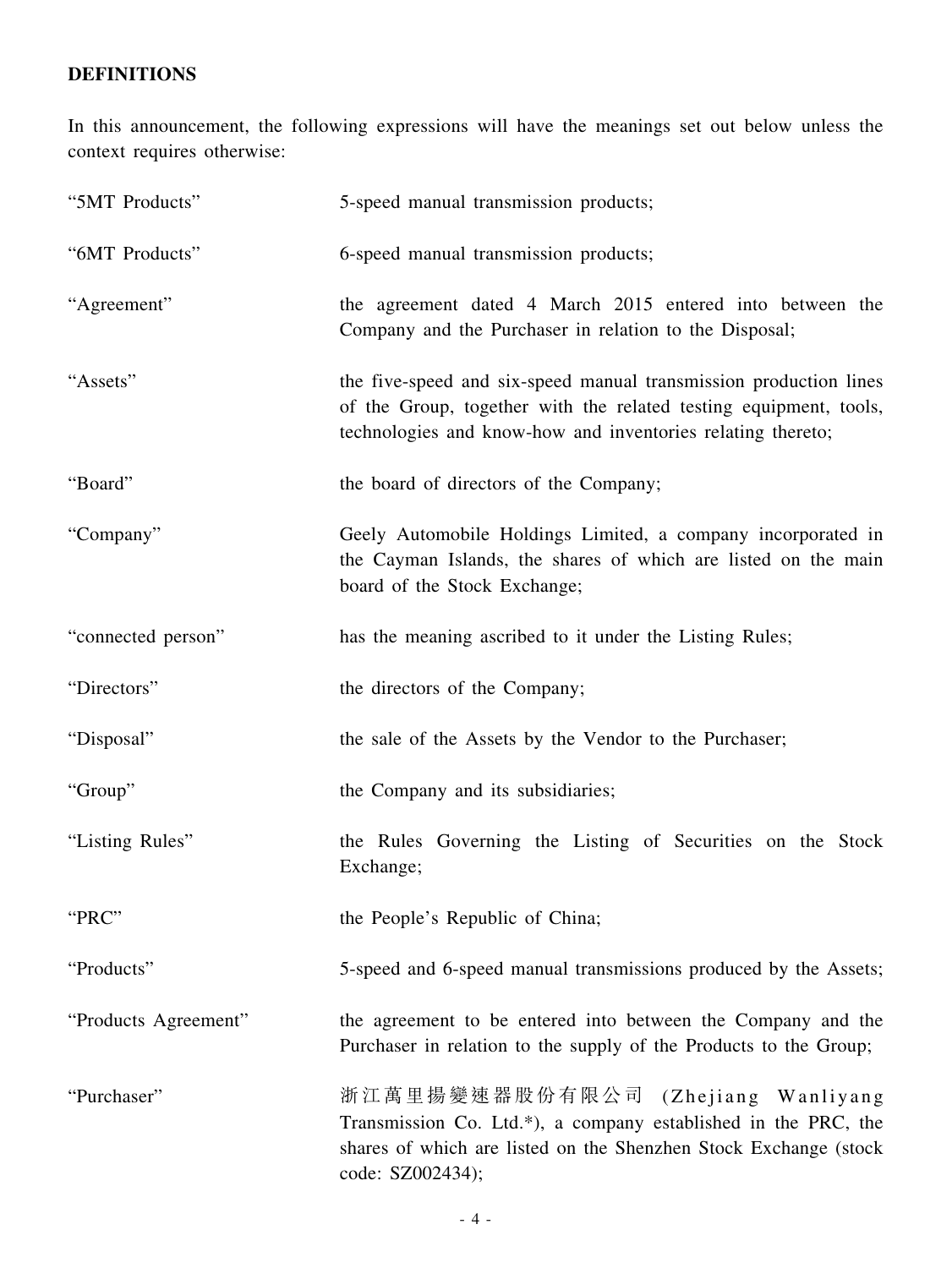## DEFINITIONS

In this announcement, the following expressions will have the meanings set out below unless the context requires otherwise:

| | |
|---|---|
| "5MT Products" | 5-speed manual transmission products; |
| "6MT Products" | 6-speed manual transmission products; |
| "Agreement" | the agreement dated 4 March 2015 entered into between the Company and the Purchaser in relation to the Disposal; |
| "Assets" | the five-speed and six-speed manual transmission production lines of the Group, together with the related testing equipment, tools, technologies and know-how and inventories relating thereto; |
| "Board" | the board of directors of the Company; |
| "Company" | Geely Automobile Holdings Limited, a company incorporated in the Cayman Islands, the shares of which are listed on the main board of the Stock Exchange; |
| "connected person" | has the meaning ascribed to it under the Listing Rules; |
| "Directors" | the directors of the Company; |
| "Disposal" | the sale of the Assets by the Vendor to the Purchaser; |
| "Group" | the Company and its subsidiaries; |
| "Listing Rules" | the Rules Governing the Listing of Securities on the Stock Exchange; |
| "PRC" | the People's Republic of China; |
| "Products" | 5-speed and 6-speed manual transmissions produced by the Assets; |
| "Products Agreement" | the agreement to be entered into between the Company and the Purchaser in relation to the supply of the Products to the Group; |
| "Purchaser" | 浙江萬里揚變速器股份有限公司 (Zhejiang Wanliyang Transmission Co. Ltd.*), a company established in the PRC, the shares of which are listed on the Shenzhen Stock Exchange (stock code: SZ002434); |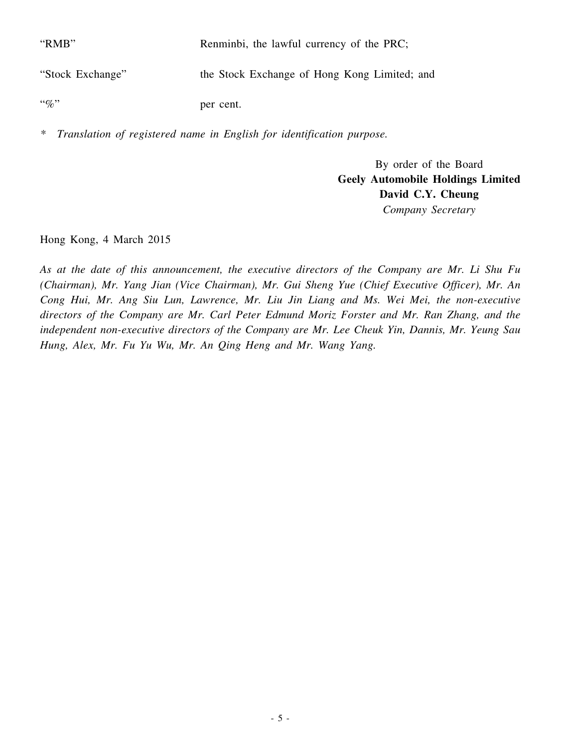| | |
|---|---|
| "RMB" | Renminbi, the lawful currency of the PRC; |
| "Stock Exchange" | the Stock Exchange of Hong Kong Limited; and |
| "%" | per cent. |

* *Translation of registered name in English for identification purpose.*

By order of the Board
**Geely Automobile Holdings Limited**
**David C.Y. Cheung**
*Company Secretary*

Hong Kong, 4 March 2015

*As at the date of this announcement, the executive directors of the Company are Mr. Li Shu Fu (Chairman), Mr. Yang Jian (Vice Chairman), Mr. Gui Sheng Yue (Chief Executive Officer), Mr. An Cong Hui, Mr. Ang Siu Lun, Lawrence, Mr. Liu Jin Liang and Ms. Wei Mei, the non-executive directors of the Company are Mr. Carl Peter Edmund Moriz Forster and Mr. Ran Zhang, and the independent non-executive directors of the Company are Mr. Lee Cheuk Yin, Dannis, Mr. Yeung Sau Hung, Alex, Mr. Fu Yu Wu, Mr. An Qing Heng and Mr. Wang Yang.*